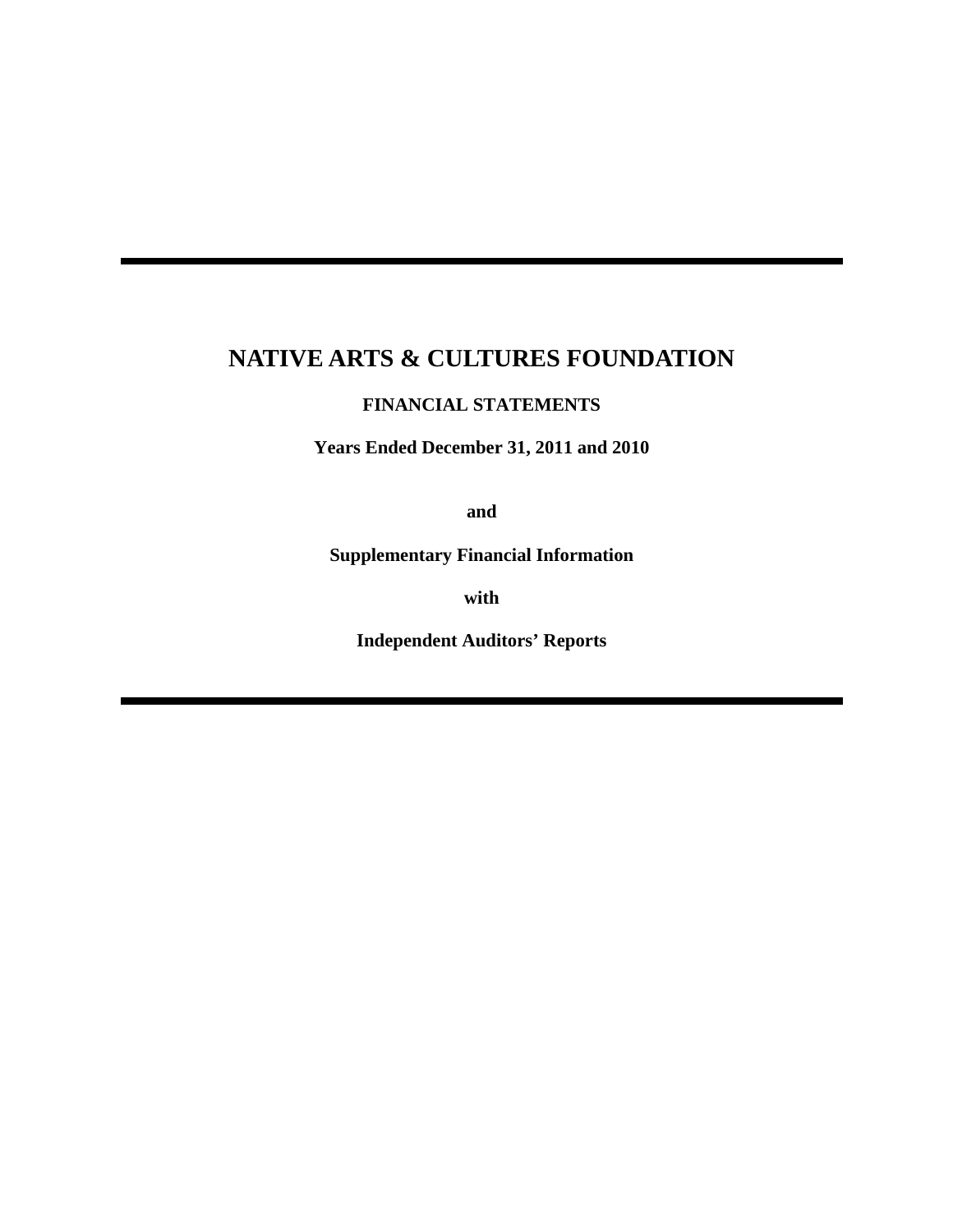# NATIVE ARTS & CULTURES FOUNDATION

**FINANCIAL STATEMENTS**

**Years Ended December 31, 2011 and 2010**

**and**

**Supplementary Financial Information**

**with**

**Independent Auditors' Reports**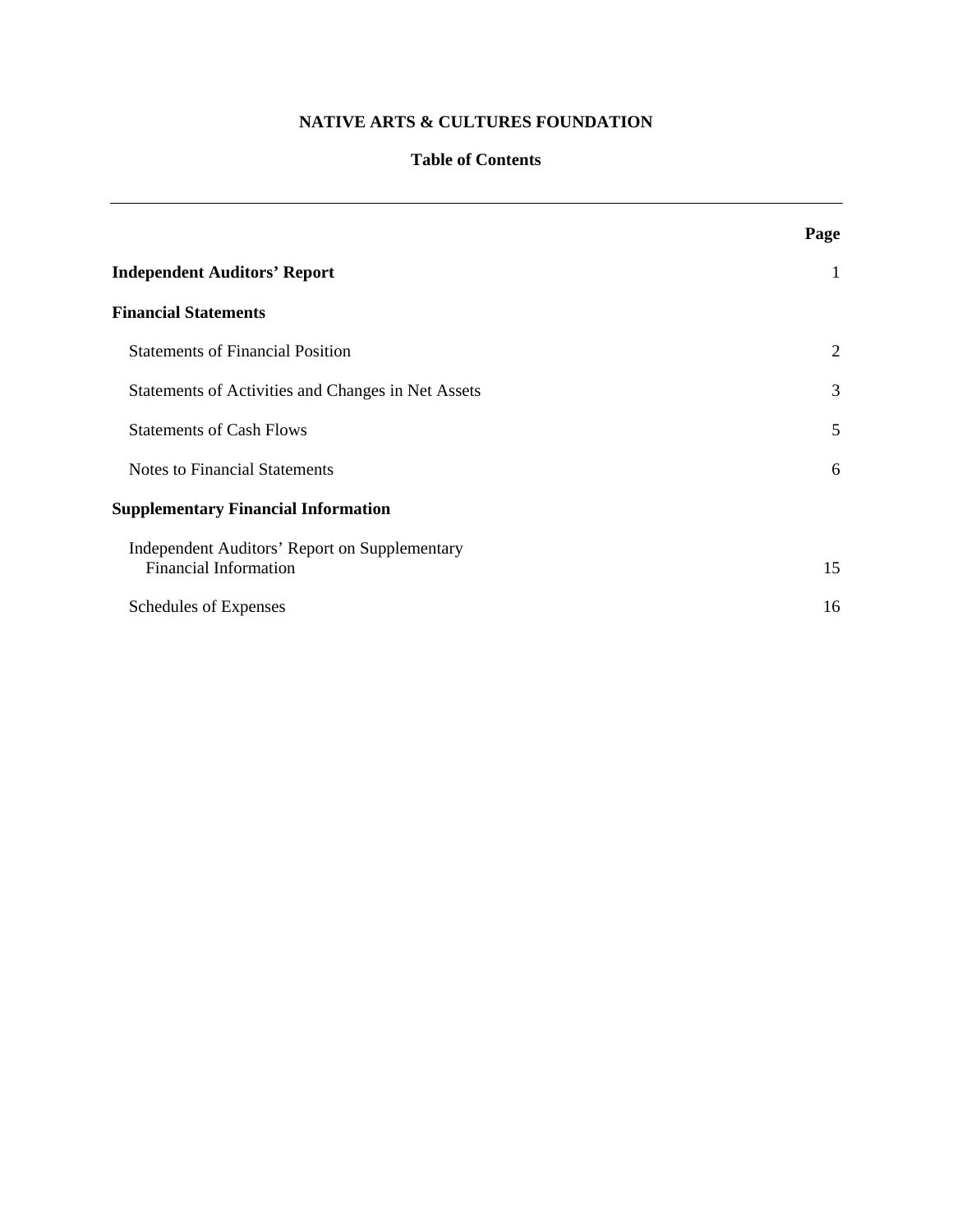# NATIVE ARTS & CULTURES FOUNDATION

## Table of Contents

| | Page |
|---|---|
| **Independent Auditors' Report** | 1 |
| **Financial Statements** | |
| Statements of Financial Position | 2 |
| Statements of Activities and Changes in Net Assets | 3 |
| Statements of Cash Flows | 5 |
| Notes to Financial Statements | 6 |
| **Supplementary Financial Information** | |
| Independent Auditors' Report on Supplementary Financial Information | 15 |
| Schedules of Expenses | 16 |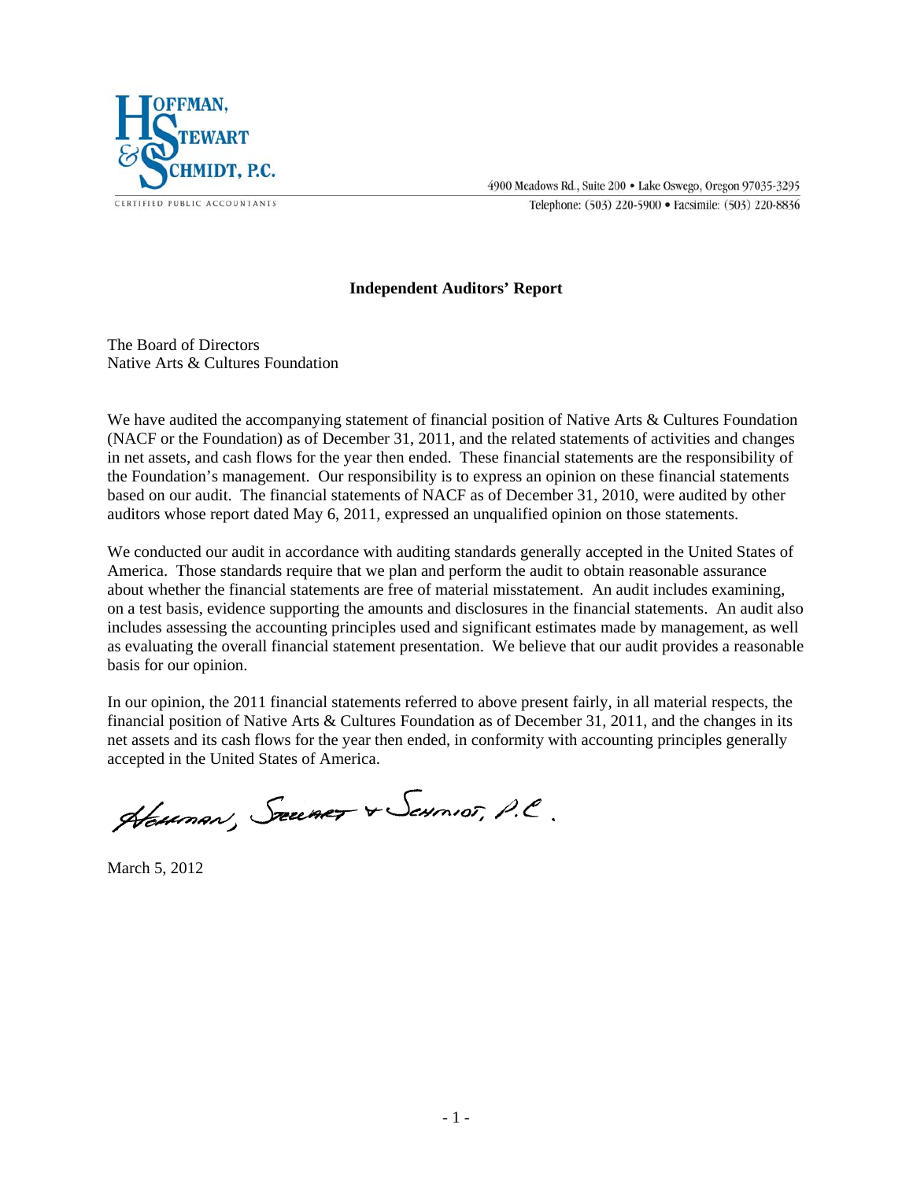HOFFMAN, STEWART & SCHMIDT, P.C.

CERTIFIED PUBLIC ACCOUNTANTS

4900 Meadows Rd., Suite 200 • Lake Oswego, Oregon 97035-3295

Telephone: (503) 220-5900 • Facsimile: (503) 220-8836

## Independent Auditors' Report

The Board of Directors
Native Arts & Cultures Foundation

We have audited the accompanying statement of financial position of Native Arts & Cultures Foundation (NACF or the Foundation) as of December 31, 2011, and the related statements of activities and changes in net assets, and cash flows for the year then ended. These financial statements are the responsibility of the Foundation's management. Our responsibility is to express an opinion on these financial statements based on our audit. The financial statements of NACF as of December 31, 2010, were audited by other auditors whose report dated May 6, 2011, expressed an unqualified opinion on those statements.

We conducted our audit in accordance with auditing standards generally accepted in the United States of America. Those standards require that we plan and perform the audit to obtain reasonable assurance about whether the financial statements are free of material misstatement. An audit includes examining, on a test basis, evidence supporting the amounts and disclosures in the financial statements. An audit also includes assessing the accounting principles used and significant estimates made by management, as well as evaluating the overall financial statement presentation. We believe that our audit provides a reasonable basis for our opinion.

In our opinion, the 2011 financial statements referred to above present fairly, in all material respects, the financial position of Native Arts & Cultures Foundation as of December 31, 2011, and the changes in its net assets and its cash flows for the year then ended, in conformity with accounting principles generally accepted in the United States of America.

Hoffman, Stewart & Schmidt, P.C.

March 5, 2012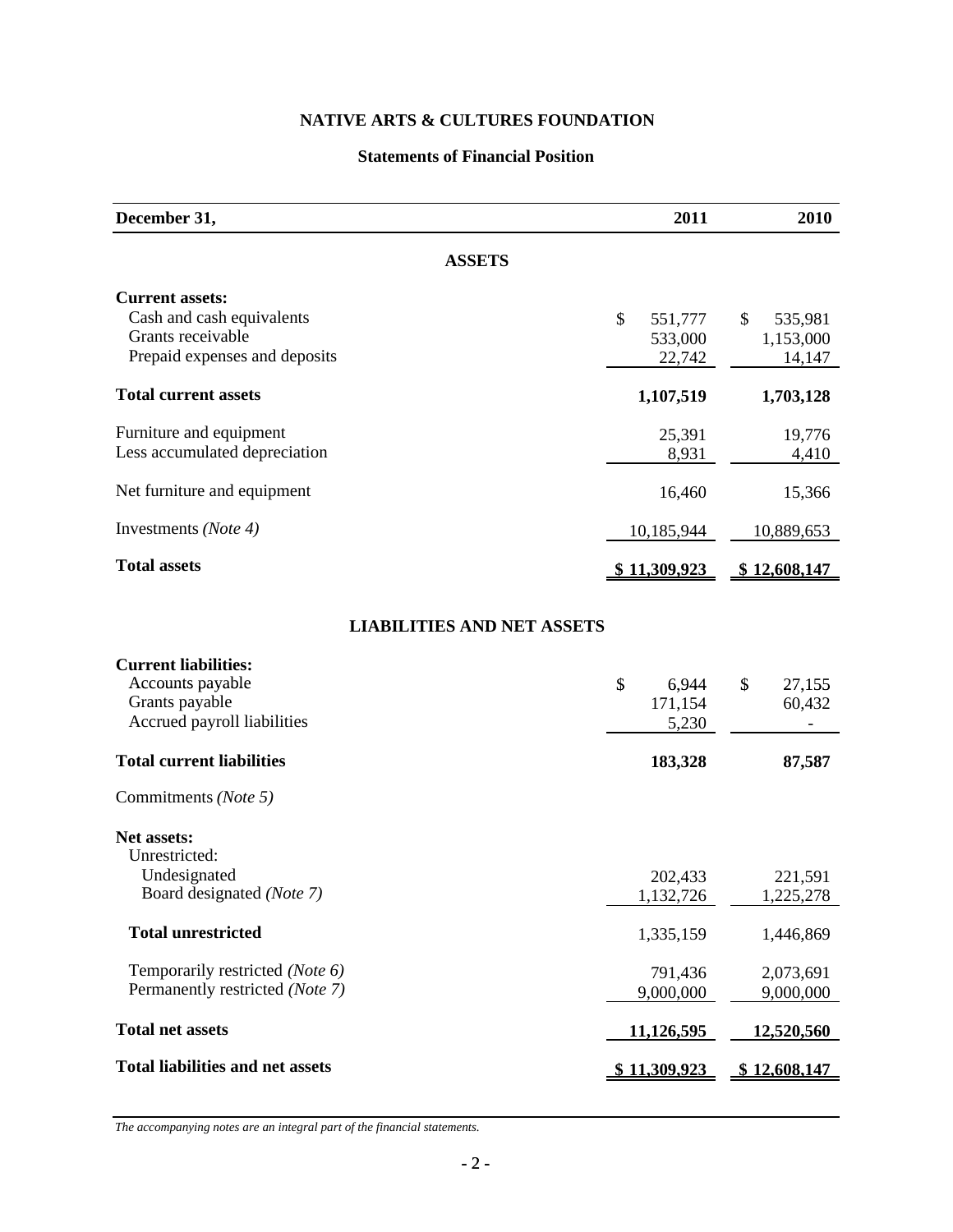# NATIVE ARTS & CULTURES FOUNDATION

## Statements of Financial Position

| December 31, | 2011 | 2010 |
|---|---|---|
| **ASSETS** | | |
| **Current assets:** | | |
| Cash and cash equivalents | $ 551,777 | $ 535,981 |
| Grants receivable | 533,000 | 1,153,000 |
| Prepaid expenses and deposits | 22,742 | 14,147 |
| **Total current assets** | **1,107,519** | **1,703,128** |
| Furniture and equipment | 25,391 | 19,776 |
| Less accumulated depreciation | 8,931 | 4,410 |
| Net furniture and equipment | 16,460 | 15,366 |
| Investments *(Note 4)* | 10,185,944 | 10,889,653 |
| **Total assets** | **$ 11,309,923** | **$ 12,608,147** |
| **LIABILITIES AND NET ASSETS** | | |
| **Current liabilities:** | | |
| Accounts payable | $ 6,944 | $ 27,155 |
| Grants payable | 171,154 | 60,432 |
| Accrued payroll liabilities | 5,230 | - |
| **Total current liabilities** | **183,328** | **87,587** |
| Commitments *(Note 5)* | | |
| **Net assets:** | | |
| Unrestricted: | | |
| Undesignated | 202,433 | 221,591 |
| Board designated *(Note 7)* | 1,132,726 | 1,225,278 |
| **Total unrestricted** | 1,335,159 | 1,446,869 |
| Temporarily restricted *(Note 6)* | 791,436 | 2,073,691 |
| Permanently restricted *(Note 7)* | 9,000,000 | 9,000,000 |
| **Total net assets** | **11,126,595** | **12,520,560** |
| **Total liabilities and net assets** | **$ 11,309,923** | **$ 12,608,147** |

*The accompanying notes are an integral part of the financial statements.*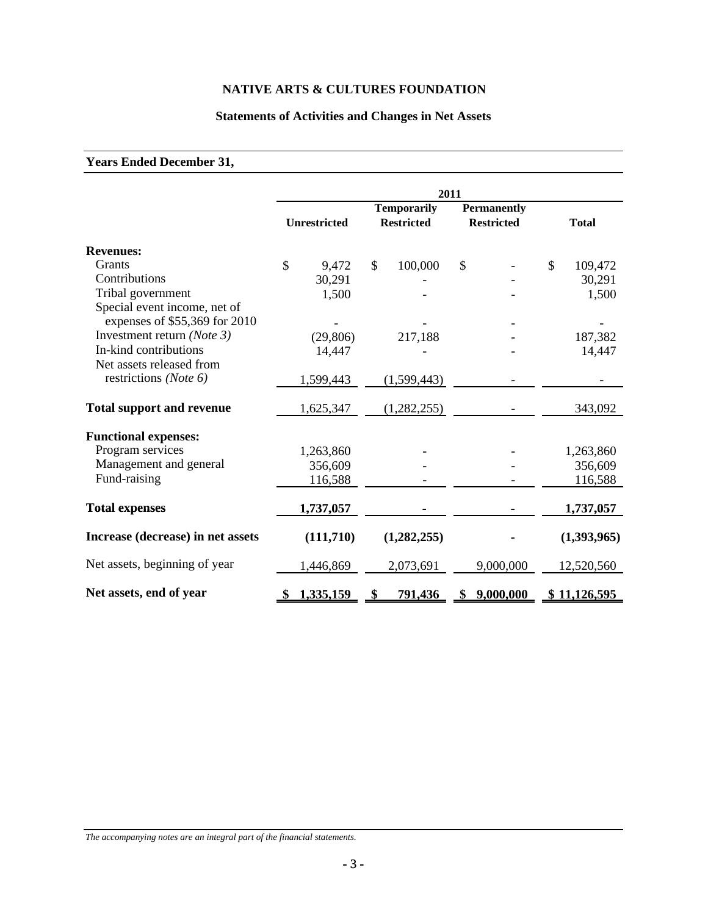**NATIVE ARTS & CULTURES FOUNDATION**

**Statements of Activities and Changes in Net Assets**

**Years Ended December 31,**

| | 2011 | | | |
|---|---|---|---|---|
| | **Unrestricted** | **Temporarily Restricted** | **Permanently Restricted** | **Total** |
| **Revenues:** | | | | |
| Grants | $ 9,472 | $ 100,000 | $ - | $ 109,472 |
| Contributions | 30,291 | - | - | 30,291 |
| Tribal government | 1,500 | - | - | 1,500 |
| Special event income, net of expenses of $55,369 for 2010 | - | - | - | - |
| Investment return *(Note 3)* | (29,806) | 217,188 | - | 187,382 |
| In-kind contributions | 14,447 | - | - | 14,447 |
| Net assets released from restrictions *(Note 6)* | 1,599,443 | (1,599,443) | - | - |
| **Total support and revenue** | 1,625,347 | (1,282,255) | - | 343,092 |
| **Functional expenses:** | | | | |
| Program services | 1,263,860 | - | - | 1,263,860 |
| Management and general | 356,609 | - | - | 356,609 |
| Fund-raising | 116,588 | - | - | 116,588 |
| **Total expenses** | **1,737,057** | **-** | **-** | **1,737,057** |
| **Increase (decrease) in net assets** | **(111,710)** | **(1,282,255)** | **-** | **(1,393,965)** |
| Net assets, beginning of year | 1,446,869 | 2,073,691 | 9,000,000 | 12,520,560 |
| **Net assets, end of year** | **$ 1,335,159** | **$ 791,436** | **$ 9,000,000** | **$ 11,126,595** |

*The accompanying notes are an integral part of the financial statements.*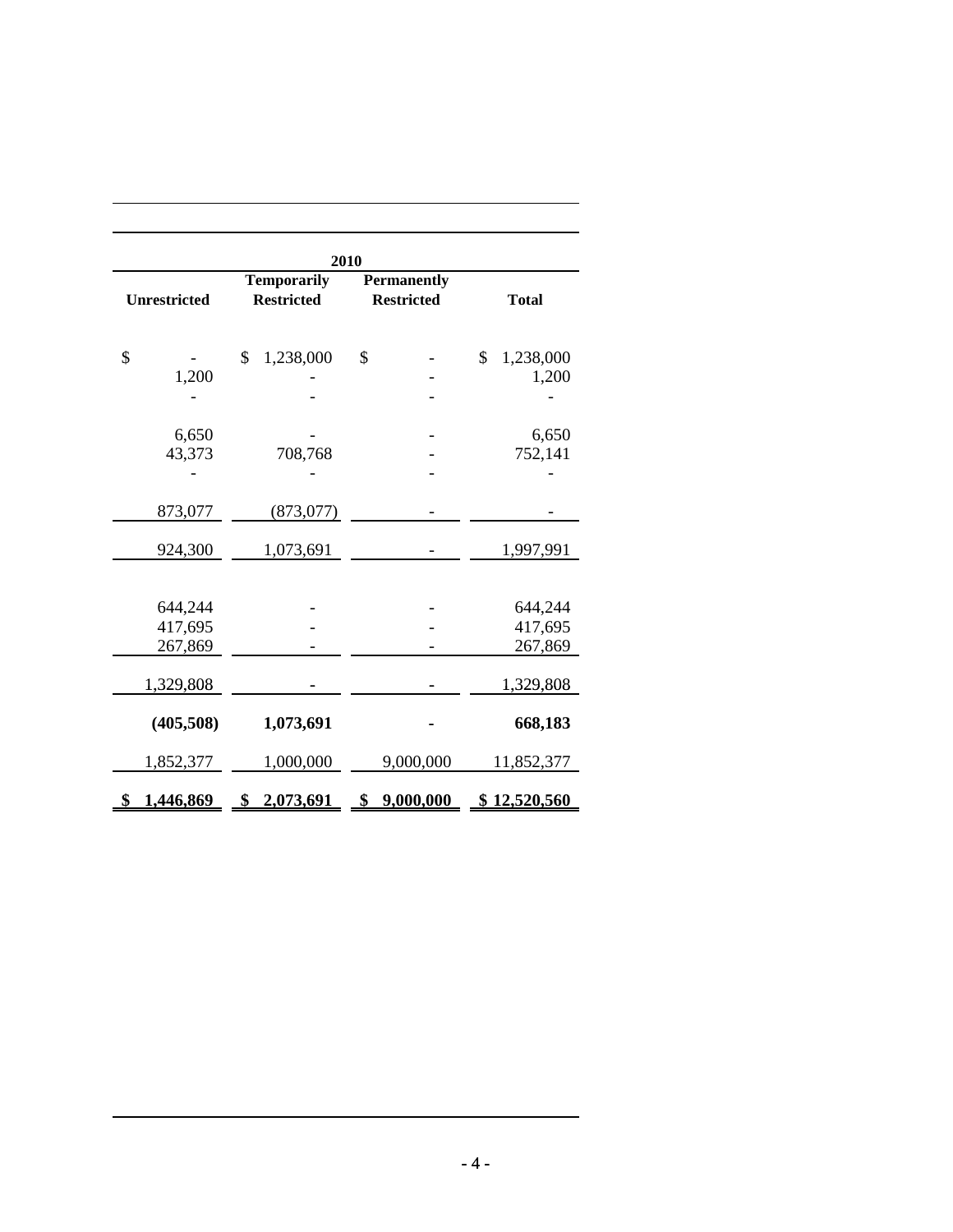| 2010 | | | |
|---|---|---|---|
| Unrestricted | Temporarily Restricted | Permanently Restricted | Total |
| $ - | $ 1,238,000 | $ - | $ 1,238,000 |
| 1,200 | - | - | 1,200 |
| - | - | - | - |
| 6,650 | - | - | 6,650 |
| 43,373 | 708,768 | - | 752,141 |
| - | - | - | - |
| 873,077 | (873,077) | - | - |
| 924,300 | 1,073,691 | - | 1,997,991 |
| 644,244 | - | - | 644,244 |
| 417,695 | - | - | 417,695 |
| 267,869 | - | - | 267,869 |
| 1,329,808 | - | - | 1,329,808 |
| **(405,508)** | **1,073,691** | **-** | **668,183** |
| 1,852,377 | 1,000,000 | 9,000,000 | 11,852,377 |
| **$ 1,446,869** | **$ 2,073,691** | **$ 9,000,000** | **$ 12,520,560** |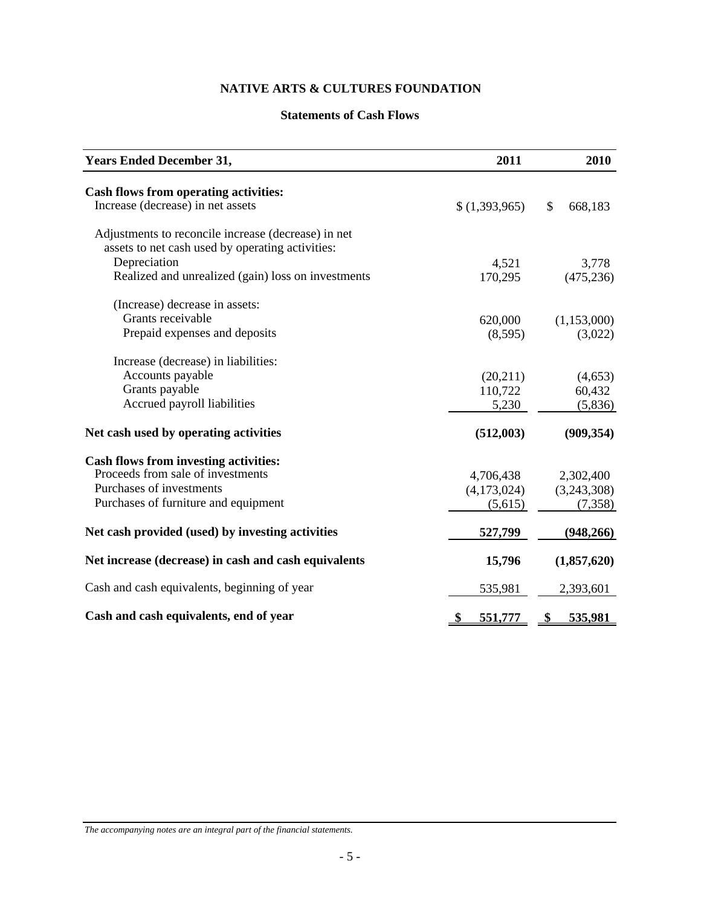# NATIVE ARTS & CULTURES FOUNDATION

## Statements of Cash Flows

| Years Ended December 31, | 2011 | 2010 |
|---|---|---|
| **Cash flows from operating activities:** | | |
| Increase (decrease) in net assets | $ (1,393,965) | $ 668,183 |
| Adjustments to reconcile increase (decrease) in net assets to net cash used by operating activities: | | |
| Depreciation | 4,521 | 3,778 |
| Realized and unrealized (gain) loss on investments | 170,295 | (475,236) |
| (Increase) decrease in assets: | | |
| Grants receivable | 620,000 | (1,153,000) |
| Prepaid expenses and deposits | (8,595) | (3,022) |
| Increase (decrease) in liabilities: | | |
| Accounts payable | (20,211) | (4,653) |
| Grants payable | 110,722 | 60,432 |
| Accrued payroll liabilities | 5,230 | (5,836) |
| **Net cash used by operating activities** | **(512,003)** | **(909,354)** |
| **Cash flows from investing activities:** | | |
| Proceeds from sale of investments | 4,706,438 | 2,302,400 |
| Purchases of investments | (4,173,024) | (3,243,308) |
| Purchases of furniture and equipment | (5,615) | (7,358) |
| **Net cash provided (used) by investing activities** | **527,799** | **(948,266)** |
| **Net increase (decrease) in cash and cash equivalents** | **15,796** | **(1,857,620)** |
| Cash and cash equivalents, beginning of year | 535,981 | 2,393,601 |
| **Cash and cash equivalents, end of year** | **$ 551,777** | **$ 535,981** |

*The accompanying notes are an integral part of the financial statements.*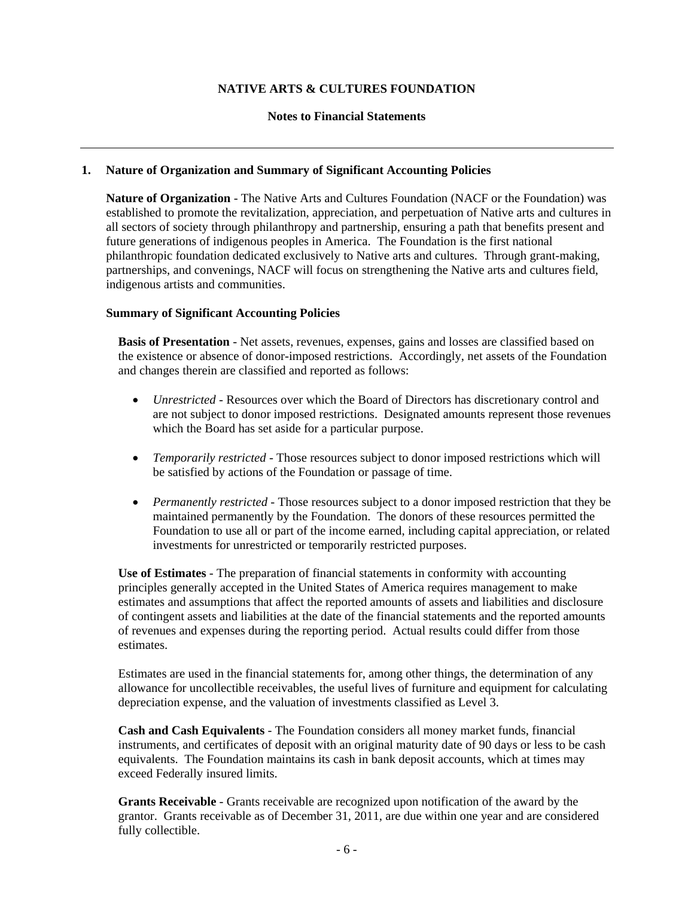# NATIVE ARTS & CULTURES FOUNDATION

## Notes to Financial Statements

### 1. Nature of Organization and Summary of Significant Accounting Policies

**Nature of Organization** - The Native Arts and Cultures Foundation (NACF or the Foundation) was established to promote the revitalization, appreciation, and perpetuation of Native arts and cultures in all sectors of society through philanthropy and partnership, ensuring a path that benefits present and future generations of indigenous peoples in America. The Foundation is the first national philanthropic foundation dedicated exclusively to Native arts and cultures. Through grant-making, partnerships, and convenings, NACF will focus on strengthening the Native arts and cultures field, indigenous artists and communities.

**Summary of Significant Accounting Policies**

**Basis of Presentation** - Net assets, revenues, expenses, gains and losses are classified based on the existence or absence of donor-imposed restrictions. Accordingly, net assets of the Foundation and changes therein are classified and reported as follows:

- *Unrestricted* - Resources over which the Board of Directors has discretionary control and are not subject to donor imposed restrictions. Designated amounts represent those revenues which the Board has set aside for a particular purpose.

- *Temporarily restricted* - Those resources subject to donor imposed restrictions which will be satisfied by actions of the Foundation or passage of time.

- *Permanently restricted* - Those resources subject to a donor imposed restriction that they be maintained permanently by the Foundation. The donors of these resources permitted the Foundation to use all or part of the income earned, including capital appreciation, or related investments for unrestricted or temporarily restricted purposes.

**Use of Estimates** - The preparation of financial statements in conformity with accounting principles generally accepted in the United States of America requires management to make estimates and assumptions that affect the reported amounts of assets and liabilities and disclosure of contingent assets and liabilities at the date of the financial statements and the reported amounts of revenues and expenses during the reporting period. Actual results could differ from those estimates.

Estimates are used in the financial statements for, among other things, the determination of any allowance for uncollectible receivables, the useful lives of furniture and equipment for calculating depreciation expense, and the valuation of investments classified as Level 3.

**Cash and Cash Equivalents** - The Foundation considers all money market funds, financial instruments, and certificates of deposit with an original maturity date of 90 days or less to be cash equivalents. The Foundation maintains its cash in bank deposit accounts, which at times may exceed Federally insured limits.

**Grants Receivable** - Grants receivable are recognized upon notification of the award by the grantor. Grants receivable as of December 31, 2011, are due within one year and are considered fully collectible.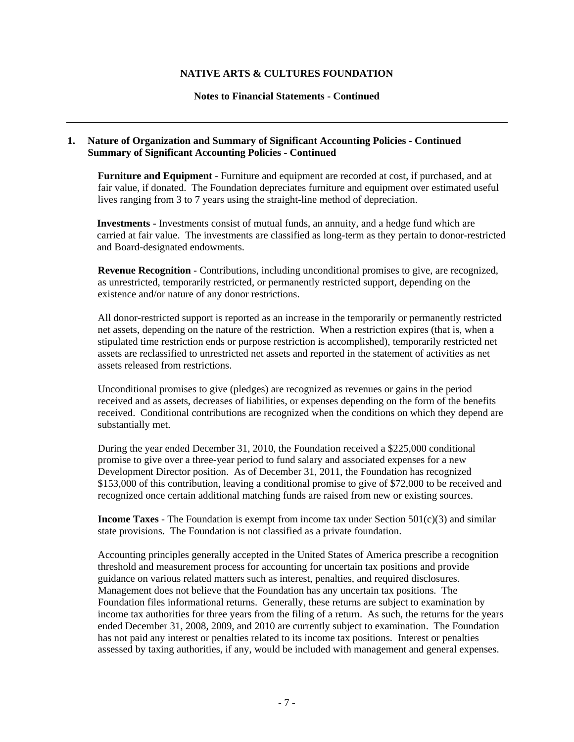## 1. Nature of Organization and Summary of Significant Accounting Policies - Continued
### Summary of Significant Accounting Policies - Continued

**Furniture and Equipment** - Furniture and equipment are recorded at cost, if purchased, and at fair value, if donated. The Foundation depreciates furniture and equipment over estimated useful lives ranging from 3 to 7 years using the straight-line method of depreciation.

**Investments** - Investments consist of mutual funds, an annuity, and a hedge fund which are carried at fair value. The investments are classified as long-term as they pertain to donor-restricted and Board-designated endowments.

**Revenue Recognition** - Contributions, including unconditional promises to give, are recognized, as unrestricted, temporarily restricted, or permanently restricted support, depending on the existence and/or nature of any donor restrictions.

All donor-restricted support is reported as an increase in the temporarily or permanently restricted net assets, depending on the nature of the restriction. When a restriction expires (that is, when a stipulated time restriction ends or purpose restriction is accomplished), temporarily restricted net assets are reclassified to unrestricted net assets and reported in the statement of activities as net assets released from restrictions.

Unconditional promises to give (pledges) are recognized as revenues or gains in the period received and as assets, decreases of liabilities, or expenses depending on the form of the benefits received. Conditional contributions are recognized when the conditions on which they depend are substantially met.

During the year ended December 31, 2010, the Foundation received a $225,000 conditional promise to give over a three-year period to fund salary and associated expenses for a new Development Director position. As of December 31, 2011, the Foundation has recognized $153,000 of this contribution, leaving a conditional promise to give of $72,000 to be received and recognized once certain additional matching funds are raised from new or existing sources.

**Income Taxes** - The Foundation is exempt from income tax under Section 501(c)(3) and similar state provisions. The Foundation is not classified as a private foundation.

Accounting principles generally accepted in the United States of America prescribe a recognition threshold and measurement process for accounting for uncertain tax positions and provide guidance on various related matters such as interest, penalties, and required disclosures. Management does not believe that the Foundation has any uncertain tax positions. The Foundation files informational returns. Generally, these returns are subject to examination by income tax authorities for three years from the filing of a return. As such, the returns for the years ended December 31, 2008, 2009, and 2010 are currently subject to examination. The Foundation has not paid any interest or penalties related to its income tax positions. Interest or penalties assessed by taxing authorities, if any, would be included with management and general expenses.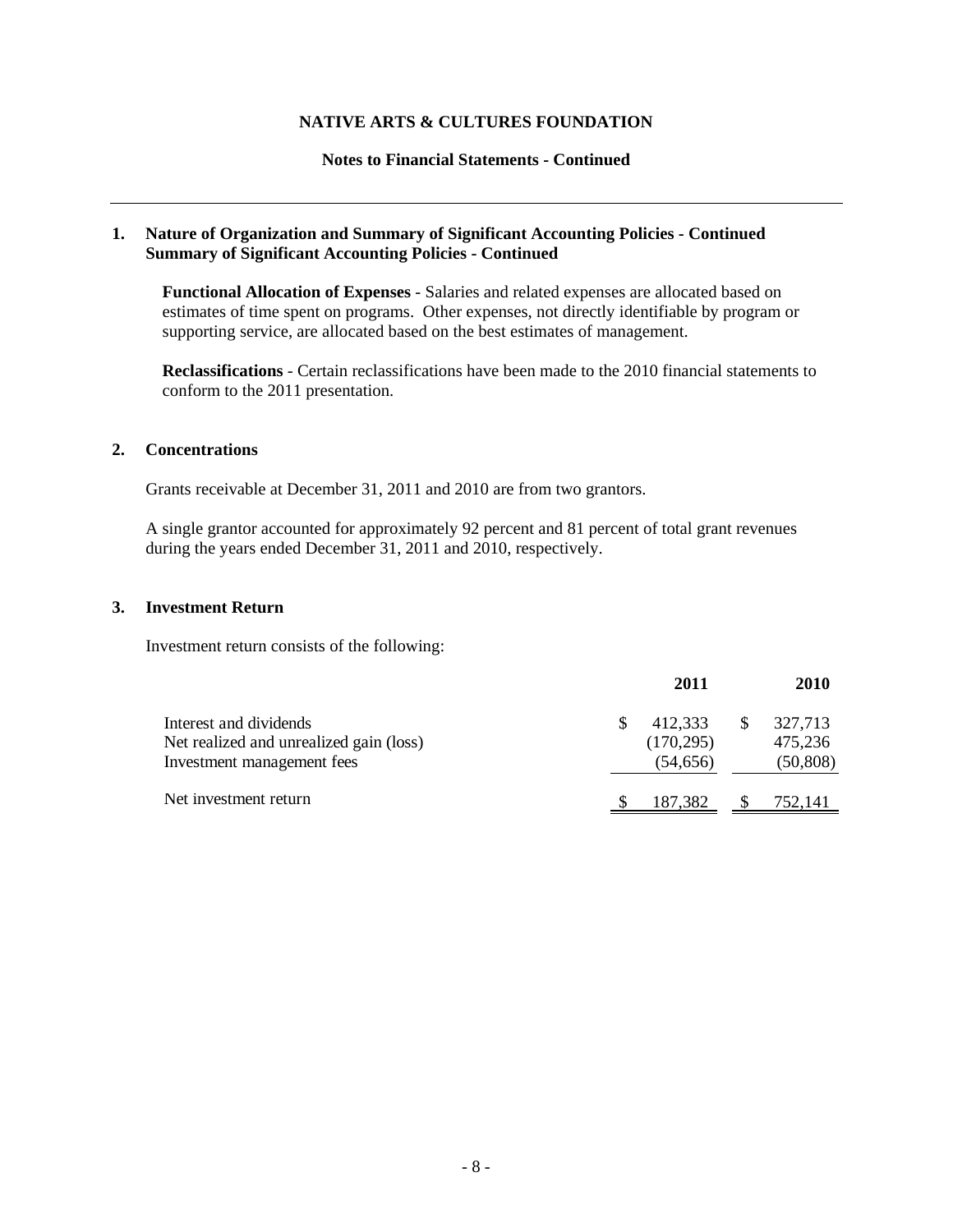**NATIVE ARTS & CULTURES FOUNDATION**

**Notes to Financial Statements - Continued**

---

**1. Nature of Organization and Summary of Significant Accounting Policies - Continued**
**Summary of Significant Accounting Policies - Continued**

**Functional Allocation of Expenses** - Salaries and related expenses are allocated based on estimates of time spent on programs. Other expenses, not directly identifiable by program or supporting service, are allocated based on the best estimates of management.

**Reclassifications** - Certain reclassifications have been made to the 2010 financial statements to conform to the 2011 presentation.

**2. Concentrations**

Grants receivable at December 31, 2011 and 2010 are from two grantors.

A single grantor accounted for approximately 92 percent and 81 percent of total grant revenues during the years ended December 31, 2011 and 2010, respectively.

**3. Investment Return**

Investment return consists of the following:

| | 2011 | 2010 |
|---|---|---|
| Interest and dividends | $ 412,333 | $ 327,713 |
| Net realized and unrealized gain (loss) | (170,295) | 475,236 |
| Investment management fees | (54,656) | (50,808) |
| Net investment return | $ 187,382 | $ 752,141 |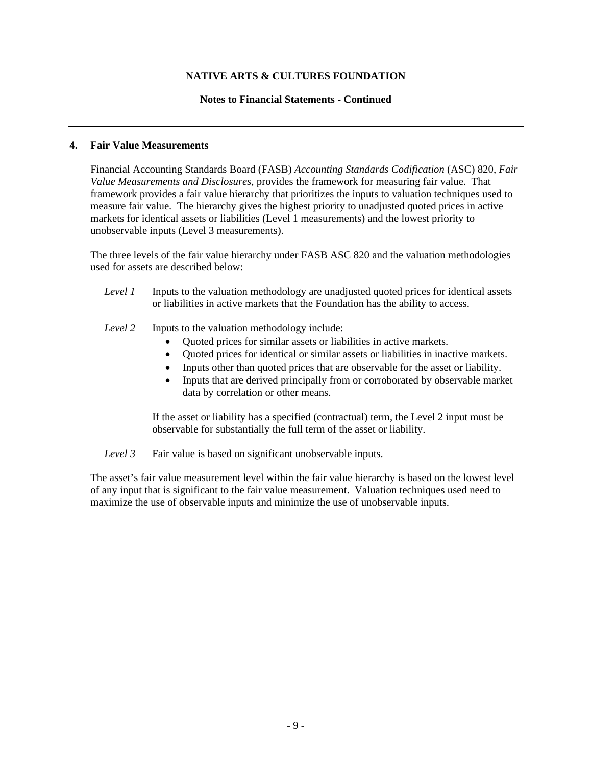## 4. Fair Value Measurements

Financial Accounting Standards Board (FASB) *Accounting Standards Codification* (ASC) 820, *Fair Value Measurements and Disclosures*, provides the framework for measuring fair value. That framework provides a fair value hierarchy that prioritizes the inputs to valuation techniques used to measure fair value. The hierarchy gives the highest priority to unadjusted quoted prices in active markets for identical assets or liabilities (Level 1 measurements) and the lowest priority to unobservable inputs (Level 3 measurements).

The three levels of the fair value hierarchy under FASB ASC 820 and the valuation methodologies used for assets are described below:

*Level 1* Inputs to the valuation methodology are unadjusted quoted prices for identical assets or liabilities in active markets that the Foundation has the ability to access.

*Level 2* Inputs to the valuation methodology include:

- Quoted prices for similar assets or liabilities in active markets.
- Quoted prices for identical or similar assets or liabilities in inactive markets.
- Inputs other than quoted prices that are observable for the asset or liability.
- Inputs that are derived principally from or corroborated by observable market data by correlation or other means.

If the asset or liability has a specified (contractual) term, the Level 2 input must be observable for substantially the full term of the asset or liability.

*Level 3* Fair value is based on significant unobservable inputs.

The asset's fair value measurement level within the fair value hierarchy is based on the lowest level of any input that is significant to the fair value measurement. Valuation techniques used need to maximize the use of observable inputs and minimize the use of unobservable inputs.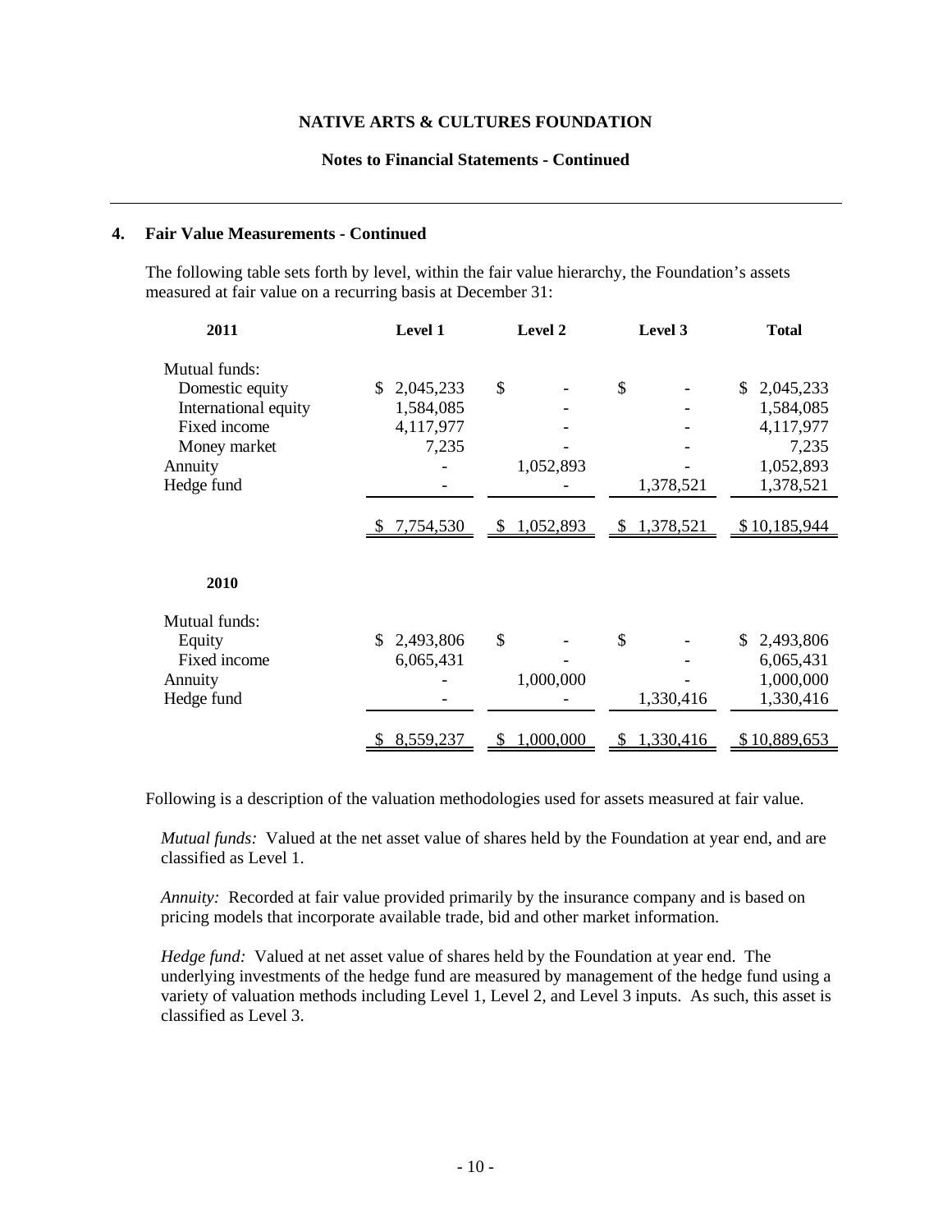## 4. Fair Value Measurements - Continued

The following table sets forth by level, within the fair value hierarchy, the Foundation's assets measured at fair value on a recurring basis at December 31:

| 2011 | Level 1 | Level 2 | Level 3 | Total |
|---|---|---|---|---|
| Mutual funds: | | | | |
| Domestic equity | $ 2,045,233 | $ - | $ - | $ 2,045,233 |
| International equity | 1,584,085 | - | - | 1,584,085 |
| Fixed income | 4,117,977 | - | - | 4,117,977 |
| Money market | 7,235 | - | - | 7,235 |
| Annuity | - | 1,052,893 | - | 1,052,893 |
| Hedge fund | - | - | 1,378,521 | 1,378,521 |
| | $ 7,754,530 | $ 1,052,893 | $ 1,378,521 | $ 10,185,944 |

| 2010 | Level 1 | Level 2 | Level 3 | Total |
|---|---|---|---|---|
| Mutual funds: | | | | |
| Equity | $ 2,493,806 | $ - | $ - | $ 2,493,806 |
| Fixed income | 6,065,431 | - | - | 6,065,431 |
| Annuity | - | 1,000,000 | - | 1,000,000 |
| Hedge fund | - | - | 1,330,416 | 1,330,416 |
| | $ 8,559,237 | $ 1,000,000 | $ 1,330,416 | $ 10,889,653 |

Following is a description of the valuation methodologies used for assets measured at fair value.

*Mutual funds:* Valued at the net asset value of shares held by the Foundation at year end, and are classified as Level 1.

*Annuity:* Recorded at fair value provided primarily by the insurance company and is based on pricing models that incorporate available trade, bid and other market information.

*Hedge fund:* Valued at net asset value of shares held by the Foundation at year end. The underlying investments of the hedge fund are measured by management of the hedge fund using a variety of valuation methods including Level 1, Level 2, and Level 3 inputs. As such, this asset is classified as Level 3.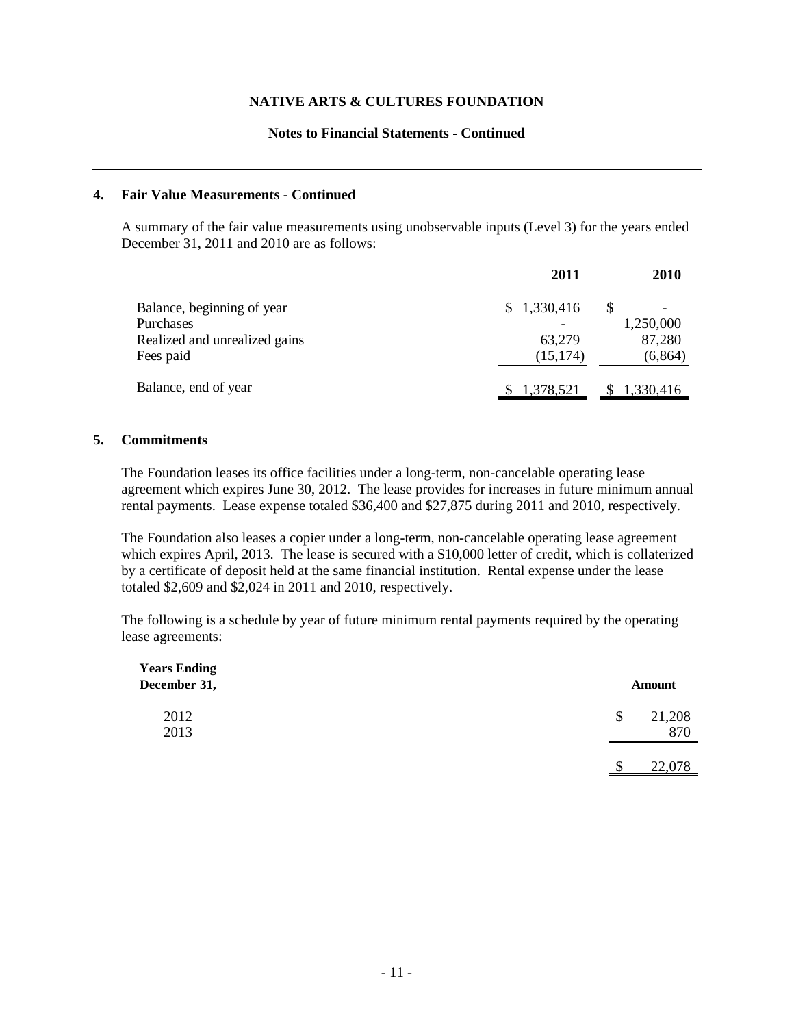## 4. Fair Value Measurements - Continued

A summary of the fair value measurements using unobservable inputs (Level 3) for the years ended December 31, 2011 and 2010 are as follows:

| | 2011 | 2010 |
|---|---|---|
| Balance, beginning of year | $ 1,330,416 | $ - |
| Purchases | - | 1,250,000 |
| Realized and unrealized gains | 63,279 | 87,280 |
| Fees paid | (15,174) | (6,864) |
| Balance, end of year | $ 1,378,521 | $ 1,330,416 |

## 5. Commitments

The Foundation leases its office facilities under a long-term, non-cancelable operating lease agreement which expires June 30, 2012. The lease provides for increases in future minimum annual rental payments. Lease expense totaled $36,400 and $27,875 during 2011 and 2010, respectively.

The Foundation also leases a copier under a long-term, non-cancelable operating lease agreement which expires April, 2013. The lease is secured with a $10,000 letter of credit, which is collaterized by a certificate of deposit held at the same financial institution. Rental expense under the lease totaled $2,609 and $2,024 in 2011 and 2010, respectively.

The following is a schedule by year of future minimum rental payments required by the operating lease agreements:

| Years Ending December 31, | Amount |
|---|---|
| 2012 | $ 21,208 |
| 2013 | 870 |
| | $ 22,078 |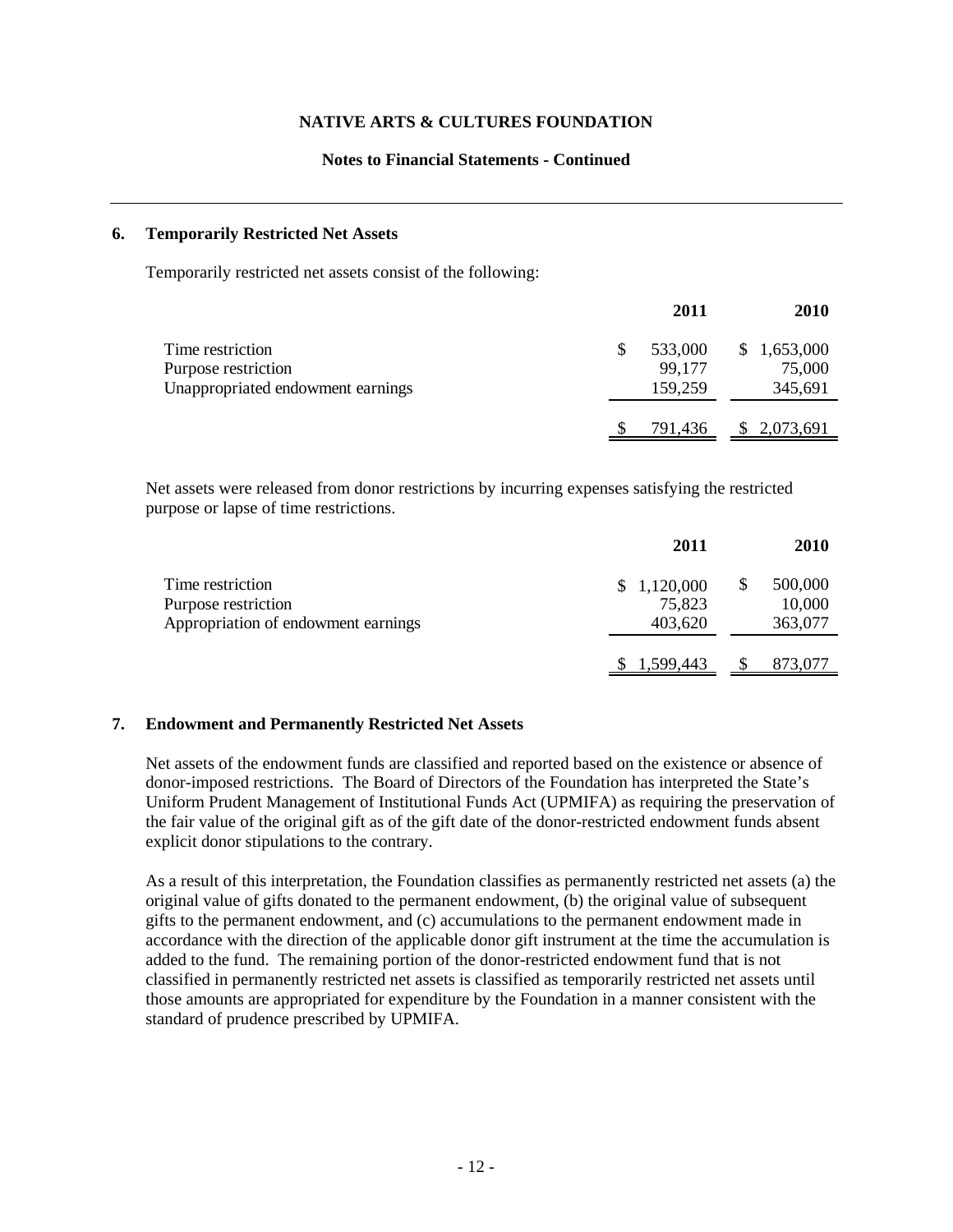## 6. Temporarily Restricted Net Assets

Temporarily restricted net assets consist of the following:

| | 2011 | 2010 |
|---|---|---|
| Time restriction | $ 533,000 | $ 1,653,000 |
| Purpose restriction | 99,177 | 75,000 |
| Unappropriated endowment earnings | 159,259 | 345,691 |
| | $ 791,436 | $ 2,073,691 |

Net assets were released from donor restrictions by incurring expenses satisfying the restricted purpose or lapse of time restrictions.

| | 2011 | 2010 |
|---|---|---|
| Time restriction | $ 1,120,000 | $ 500,000 |
| Purpose restriction | 75,823 | 10,000 |
| Appropriation of endowment earnings | 403,620 | 363,077 |
| | $ 1,599,443 | $ 873,077 |

## 7. Endowment and Permanently Restricted Net Assets

Net assets of the endowment funds are classified and reported based on the existence or absence of donor-imposed restrictions. The Board of Directors of the Foundation has interpreted the State's Uniform Prudent Management of Institutional Funds Act (UPMIFA) as requiring the preservation of the fair value of the original gift as of the gift date of the donor-restricted endowment funds absent explicit donor stipulations to the contrary.

As a result of this interpretation, the Foundation classifies as permanently restricted net assets (a) the original value of gifts donated to the permanent endowment, (b) the original value of subsequent gifts to the permanent endowment, and (c) accumulations to the permanent endowment made in accordance with the direction of the applicable donor gift instrument at the time the accumulation is added to the fund. The remaining portion of the donor-restricted endowment fund that is not classified in permanently restricted net assets is classified as temporarily restricted net assets until those amounts are appropriated for expenditure by the Foundation in a manner consistent with the standard of prudence prescribed by UPMIFA.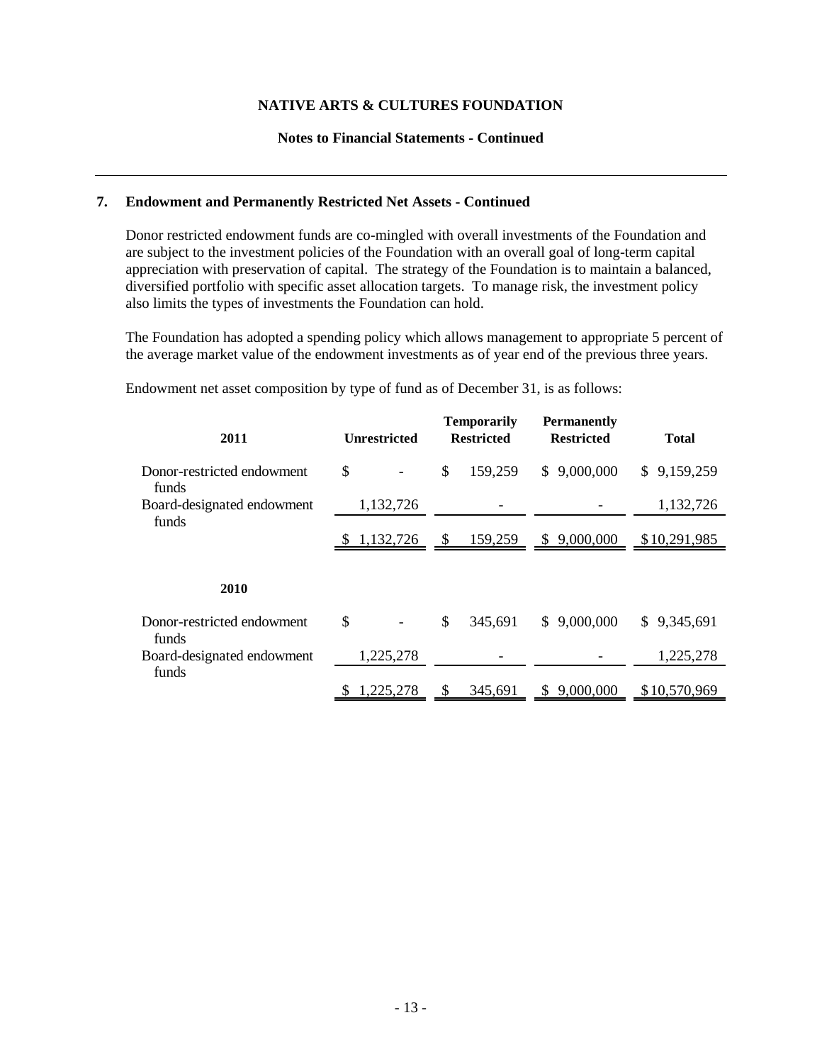**NATIVE ARTS & CULTURES FOUNDATION**

**Notes to Financial Statements - Continued**

## 7. Endowment and Permanently Restricted Net Assets - Continued

Donor restricted endowment funds are co-mingled with overall investments of the Foundation and are subject to the investment policies of the Foundation with an overall goal of long-term capital appreciation with preservation of capital. The strategy of the Foundation is to maintain a balanced, diversified portfolio with specific asset allocation targets. To manage risk, the investment policy also limits the types of investments the Foundation can hold.

The Foundation has adopted a spending policy which allows management to appropriate 5 percent of the average market value of the endowment investments as of year end of the previous three years.

Endowment net asset composition by type of fund as of December 31, is as follows:

| 2011 | Unrestricted | Temporarily Restricted | Permanently Restricted | Total |
|---|---|---|---|---|
| Donor-restricted endowment funds | $ - | $ 159,259 | $ 9,000,000 | $ 9,159,259 |
| Board-designated endowment funds | 1,132,726 | - | - | 1,132,726 |
| | $ 1,132,726 | $ 159,259 | $ 9,000,000 | $10,291,985 |

| 2010 | Unrestricted | Temporarily Restricted | Permanently Restricted | Total |
|---|---|---|---|---|
| Donor-restricted endowment funds | $ - | $ 345,691 | $ 9,000,000 | $ 9,345,691 |
| Board-designated endowment funds | 1,225,278 | - | - | 1,225,278 |
| | $ 1,225,278 | $ 345,691 | $ 9,000,000 | $10,570,969 |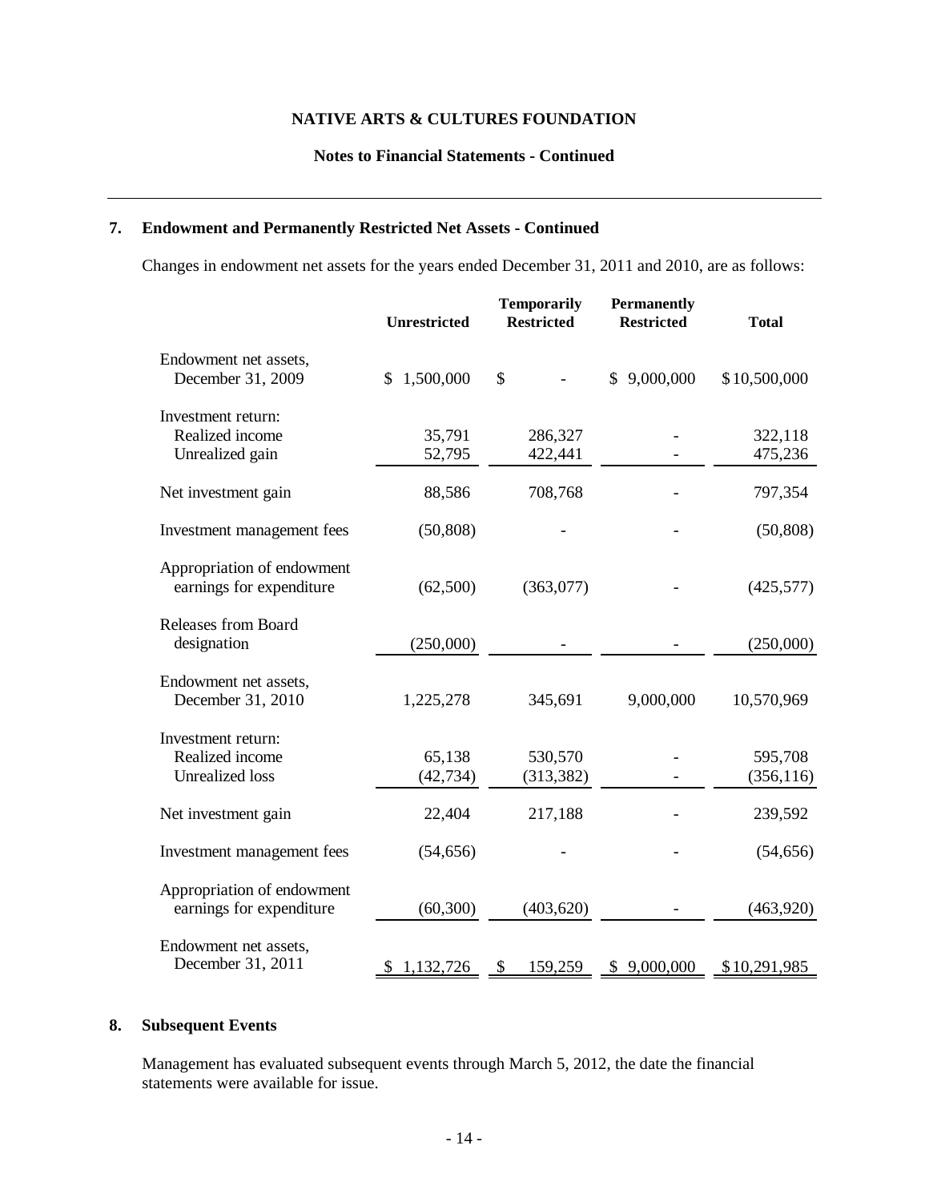## 7. Endowment and Permanently Restricted Net Assets - Continued

Changes in endowment net assets for the years ended December 31, 2011 and 2010, are as follows:

| | Unrestricted | Temporarily Restricted | Permanently Restricted | Total |
|---|---|---|---|---|
| Endowment net assets, December 31, 2009 | $ 1,500,000 | $ - | $ 9,000,000 | $ 10,500,000 |
| Investment return: | | | | |
| Realized income | 35,791 | 286,327 | - | 322,118 |
| Unrealized gain | 52,795 | 422,441 | - | 475,236 |
| Net investment gain | 88,586 | 708,768 | - | 797,354 |
| Investment management fees | (50,808) | - | - | (50,808) |
| Appropriation of endowment earnings for expenditure | (62,500) | (363,077) | - | (425,577) |
| Releases from Board designation | (250,000) | - | - | (250,000) |
| Endowment net assets, December 31, 2010 | 1,225,278 | 345,691 | 9,000,000 | 10,570,969 |
| Investment return: | | | | |
| Realized income | 65,138 | 530,570 | - | 595,708 |
| Unrealized loss | (42,734) | (313,382) | - | (356,116) |
| Net investment gain | 22,404 | 217,188 | - | 239,592 |
| Investment management fees | (54,656) | - | - | (54,656) |
| Appropriation of endowment earnings for expenditure | (60,300) | (403,620) | - | (463,920) |
| Endowment net assets, December 31, 2011 | $ 1,132,726 | $ 159,259 | $ 9,000,000 | $ 10,291,985 |

## 8. Subsequent Events

Management has evaluated subsequent events through March 5, 2012, the date the financial statements were available for issue.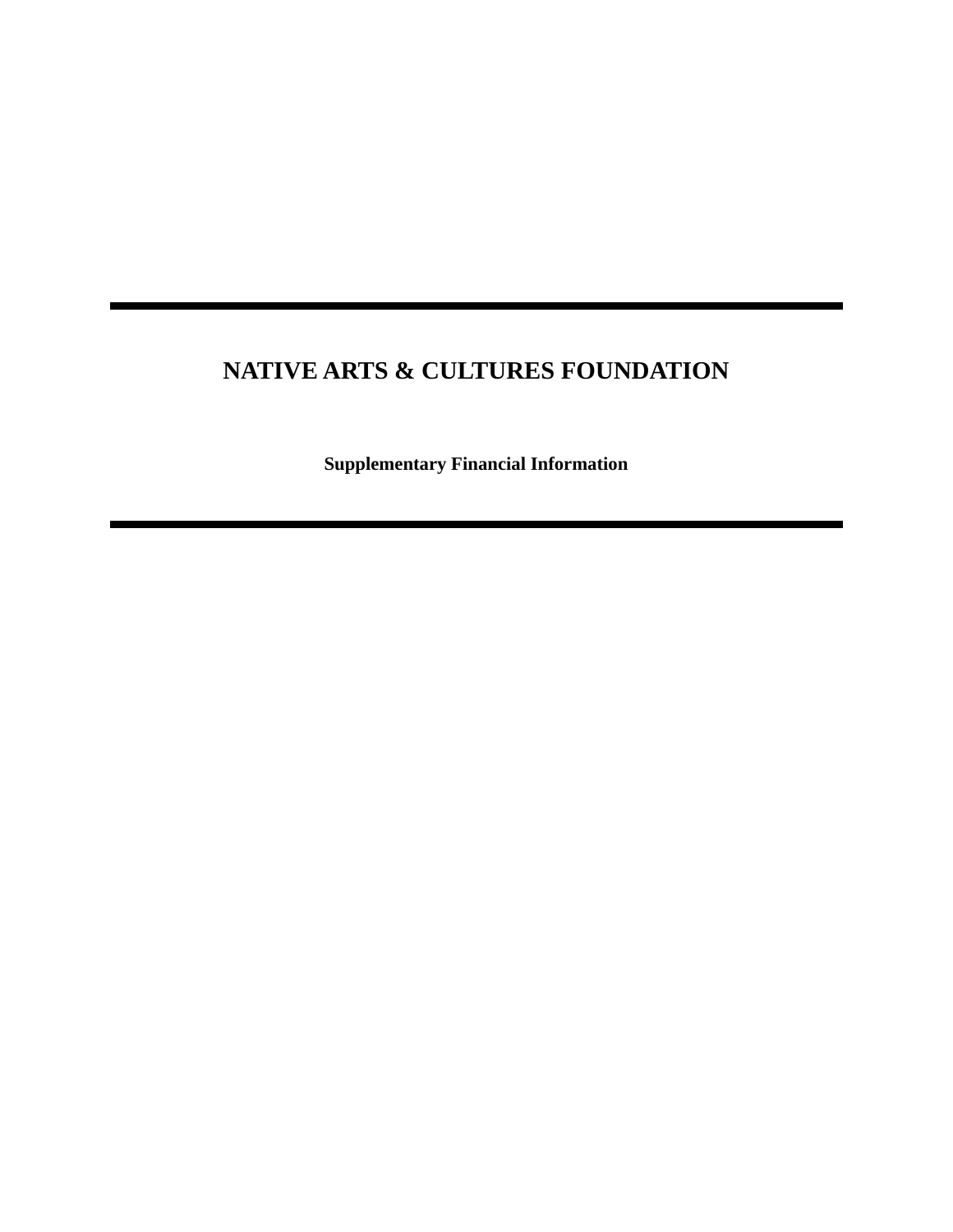# NATIVE ARTS & CULTURES FOUNDATION

**Supplementary Financial Information**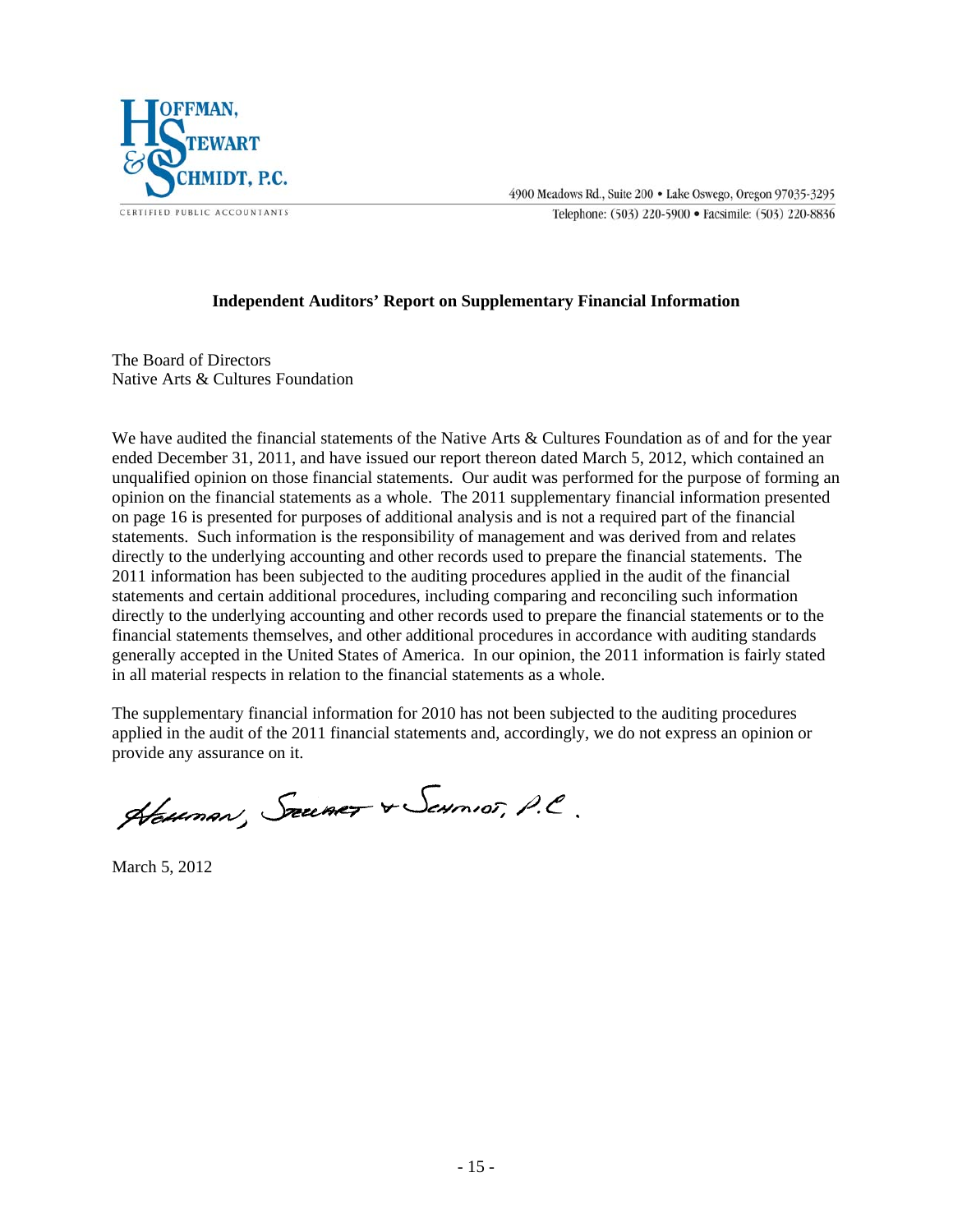**HOFFMAN, STEWART & SCHMIDT, P.C.**
CERTIFIED PUBLIC ACCOUNTANTS

4900 Meadows Rd., Suite 200 • Lake Oswego, Oregon 97035-3295
Telephone: (503) 220-5900 • Facsimile: (503) 220-8836

## Independent Auditors' Report on Supplementary Financial Information

The Board of Directors
Native Arts & Cultures Foundation

We have audited the financial statements of the Native Arts & Cultures Foundation as of and for the year ended December 31, 2011, and have issued our report thereon dated March 5, 2012, which contained an unqualified opinion on those financial statements. Our audit was performed for the purpose of forming an opinion on the financial statements as a whole. The 2011 supplementary financial information presented on page 16 is presented for purposes of additional analysis and is not a required part of the financial statements. Such information is the responsibility of management and was derived from and relates directly to the underlying accounting and other records used to prepare the financial statements. The 2011 information has been subjected to the auditing procedures applied in the audit of the financial statements and certain additional procedures, including comparing and reconciling such information directly to the underlying accounting and other records used to prepare the financial statements or to the financial statements themselves, and other additional procedures in accordance with auditing standards generally accepted in the United States of America. In our opinion, the 2011 information is fairly stated in all material respects in relation to the financial statements as a whole.

The supplementary financial information for 2010 has not been subjected to the auditing procedures applied in the audit of the 2011 financial statements and, accordingly, we do not express an opinion or provide any assurance on it.

Hoffman, Stewart & Schmidt, P.C.

March 5, 2012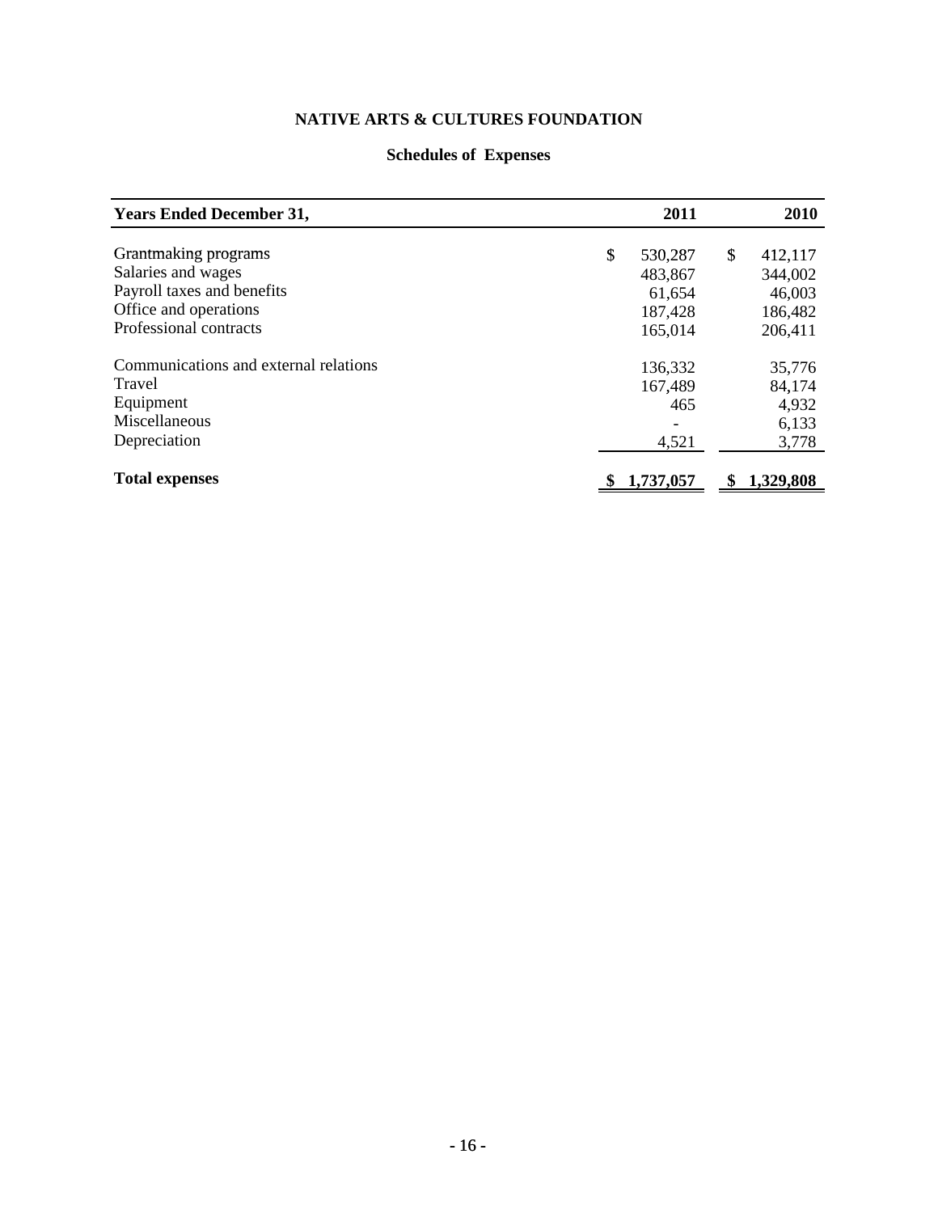**NATIVE ARTS & CULTURES FOUNDATION**

**Schedules of Expenses**

| **Years Ended December 31,** | **2011** | **2010** |
|---|---|---|
| Grantmaking programs | $ 530,287 | $ 412,117 |
| Salaries and wages | 483,867 | 344,002 |
| Payroll taxes and benefits | 61,654 | 46,003 |
| Office and operations | 187,428 | 186,482 |
| Professional contracts | 165,014 | 206,411 |
| Communications and external relations | 136,332 | 35,776 |
| Travel | 167,489 | 84,174 |
| Equipment | 465 | 4,932 |
| Miscellaneous | - | 6,133 |
| Depreciation | 4,521 | 3,778 |
| **Total expenses** | **$ 1,737,057** | **$ 1,329,808** |